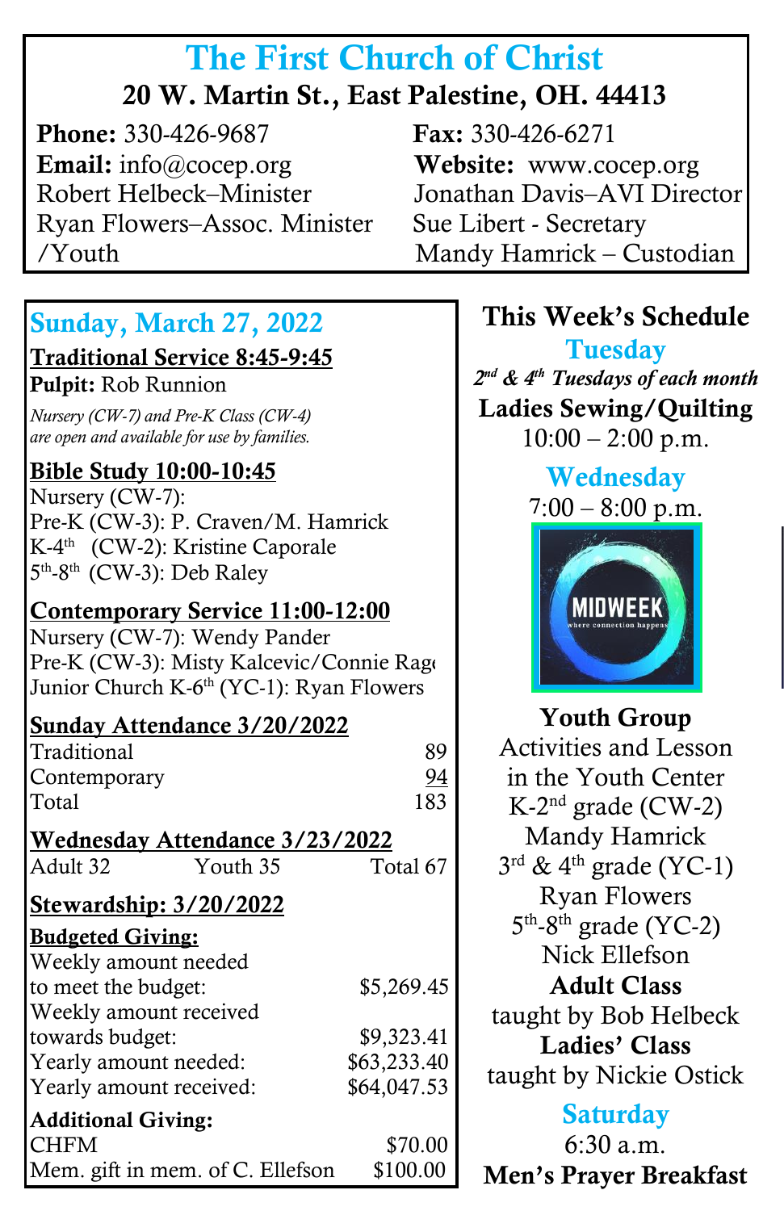# The First Church of Christ

**20 W. Martin St., East Palestine, OH. 44413**

**Phone:** 330-426-9687
**Email:** info@cocep.org
Robert Helbeck–Minister
Ryan Flowers–Assoc. Minister /Youth

**Fax:** 330-426-6271
**Website:** www.cocep.org
Jonathan Davis–AVI Director
Sue Libert - Secretary
Mandy Hamrick – Custodian

## Sunday, March 27, 2022

**Traditional Service 8:45-9:45**

**Pulpit:** Rob Runnion

*Nursery (CW-7) and Pre-K Class (CW-4) are open and available for use by families.*

**Bible Study 10:00-10:45**

Nursery (CW-7):
Pre-K (CW-3): P. Craven/M. Hamrick
K-4th (CW-2): Kristine Caporale
5th-8th (CW-3): Deb Raley

**Contemporary Service 11:00-12:00**

Nursery (CW-7): Wendy Pander
Pre-K (CW-3): Misty Kalcevic/Connie Rage
Junior Church K-6th (YC-1): Ryan Flowers

**Sunday Attendance 3/20/2022**

| | |
|---|---|
| Traditional | 89 |
| Contemporary | 94 |
| Total | 183 |

**Wednesday Attendance 3/23/2022**

Adult 32 Youth 35 Total 67

**Stewardship: 3/20/2022**

**Budgeted Giving:**

| | |
|---|---|
| Weekly amount needed to meet the budget: | $5,269.45 |
| Weekly amount received towards budget: | $9,323.41 |
| Yearly amount needed: | $63,233.40 |
| Yearly amount received: | $64,047.53 |

**Additional Giving:**

| | |
|---|---|
| CHFM | $70.00 |
| Mem. gift in mem. of C. Ellefson | $100.00 |

## This Week's Schedule

### Tuesday

*2nd & 4th Tuesdays of each month*

**Ladies Sewing/Quilting**
10:00 – 2:00 p.m.

### Wednesday

7:00 – 8:00 p.m.

MIDWEEK
where connection happens

**Youth Group**
Activities and Lesson in the Youth Center
K-2nd grade (CW-2)
Mandy Hamrick
3rd & 4th grade (YC-1)
Ryan Flowers
5th-8th grade (YC-2)
Nick Ellefson

**Adult Class**
taught by Bob Helbeck

**Ladies' Class**
taught by Nickie Ostick

### Saturday

6:30 a.m.
**Men's Prayer Breakfast**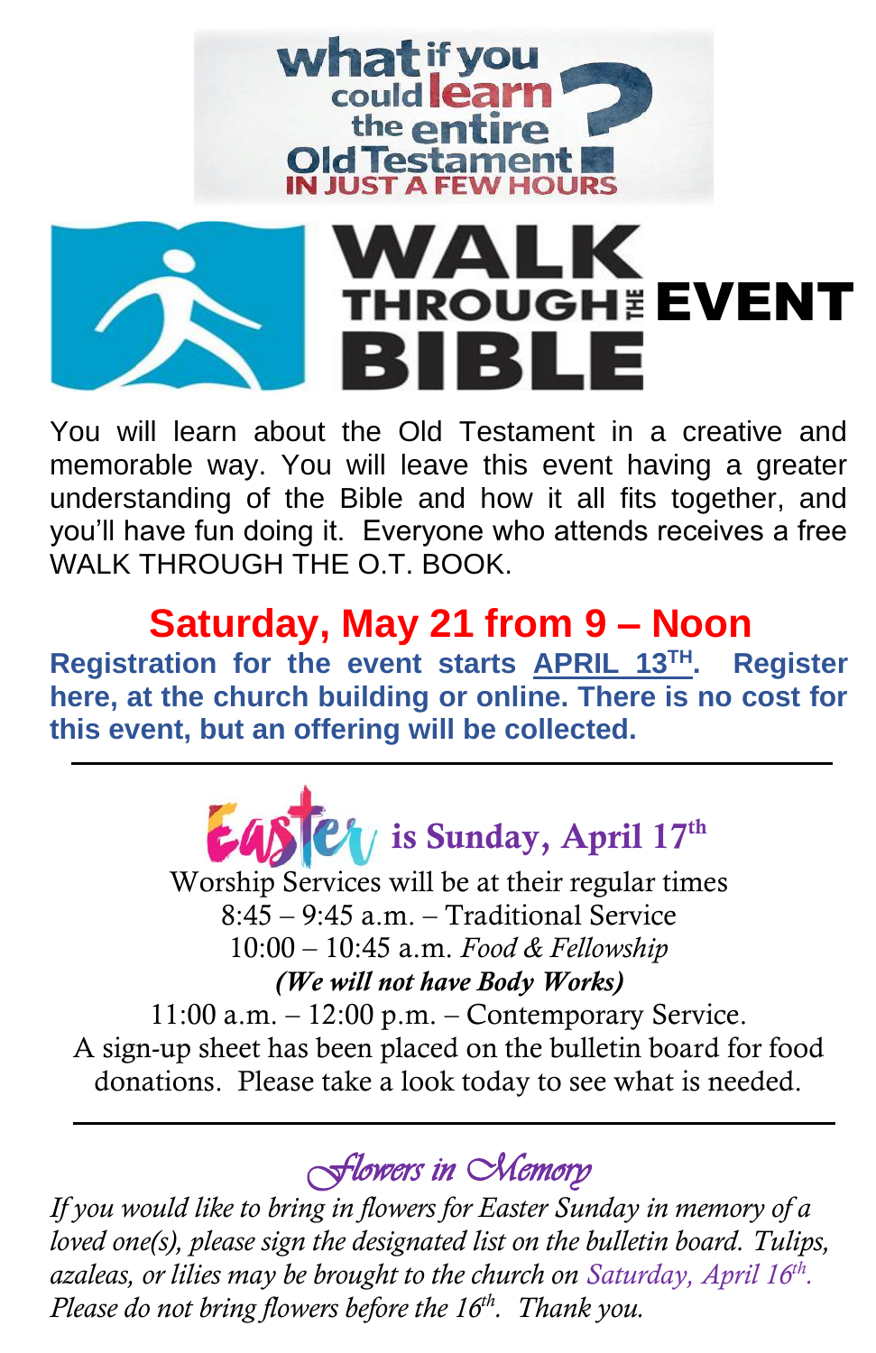what if you could learn the entire Old Testament IN JUST A FEW HOURS?

# WALK THROUGH THE BIBLE EVENT

You will learn about the Old Testament in a creative and memorable way. You will leave this event having a greater understanding of the Bible and how it all fits together, and you'll have fun doing it. Everyone who attends receives a free WALK THROUGH THE O.T. BOOK.

## Saturday, May 21 from 9 – Noon

**Registration for the event starts APRIL 13TH. Register here, at the church building or online. There is no cost for this event, but an offering will be collected.**

---

## Easter is Sunday, April 17th

Worship Services will be at their regular times
8:45 – 9:45 a.m. – Traditional Service
10:00 – 10:45 a.m. *Food & Fellowship*
***(We will not have Body Works)***
11:00 a.m. – 12:00 p.m. – Contemporary Service.
A sign-up sheet has been placed on the bulletin board for food donations. Please take a look today to see what is needed.

---

## *Flowers in Memory*

*If you would like to bring in flowers for Easter Sunday in memory of a loved one(s), please sign the designated list on the bulletin board. Tulips, azaleas, or lilies may be brought to the church on Saturday, April 16th. Please do not bring flowers before the 16th. Thank you.*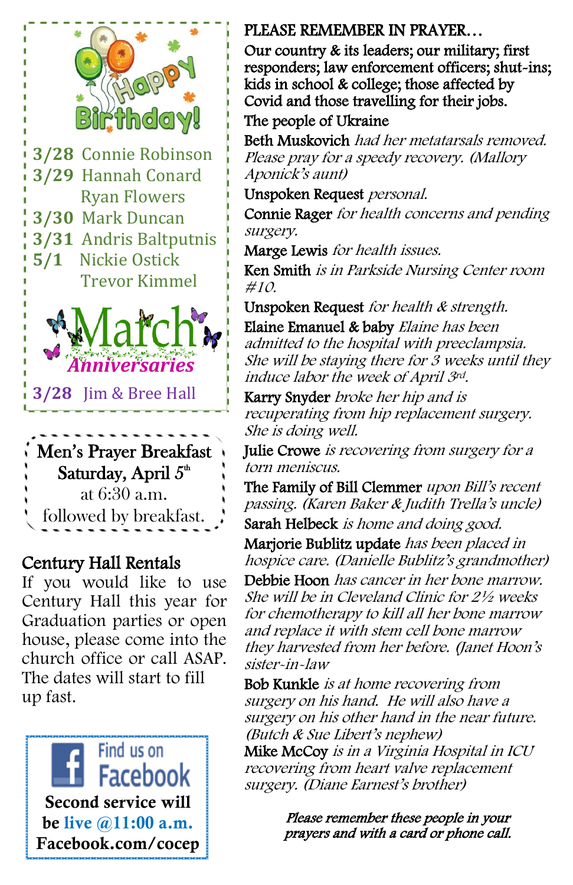## Happy Birthday!

**3/28** Connie Robinson
**3/29** Hannah Conard
Ryan Flowers
**3/30** Mark Duncan
**3/31** Andris Baltputnis
**5/1** Nickie Ostick
Trevor Kimmel

## March Anniversaries

**3/28** Jim & Bree Hall

**Men's Prayer Breakfast**
**Saturday, April 5th**
at 6:30 a.m.
followed by breakfast.

## Century Hall Rentals

If you would like to use Century Hall this year for Graduation parties or open house, please come into the church office or call ASAP. The dates will start to fill up fast.

Find us on Facebook
**Second service will be live @11:00 a.m.**
**Facebook.com/cocep**

## PLEASE REMEMBER IN PRAYER…

Our country & its leaders; our military; first responders; law enforcement officers; shut-ins; kids in school & college; those affected by Covid and those travelling for their jobs.

The people of Ukraine

**Beth Muskovich** *had her metatarsals removed. Please pray for a speedy recovery. (Mallory Aponick's aunt)*

**Unspoken Request** *personal.*

**Connie Rager** *for health concerns and pending surgery.*

**Marge Lewis** *for health issues.*

**Ken Smith** *is in Parkside Nursing Center room #10.*

**Unspoken Request** *for health & strength.*

**Elaine Emanuel & baby** *Elaine has been admitted to the hospital with preeclampsia. She will be staying there for 3 weeks until they induce labor the week of April 3rd.*

**Karry Snyder** *broke her hip and is recuperating from hip replacement surgery. She is doing well.*

**Julie Crowe** *is recovering from surgery for a torn meniscus.*

**The Family of Bill Clemmer** *upon Bill's recent passing. (Karen Baker & Judith Trella's uncle)*

**Sarah Helbeck** *is home and doing good.*

**Marjorie Bublitz update** *has been placed in hospice care. (Danielle Bublitz's grandmother)*

**Debbie Hoon** *has cancer in her bone marrow. She will be in Cleveland Clinic for 2½ weeks for chemotherapy to kill all her bone marrow and replace it with stem cell bone marrow they harvested from her before. (Janet Hoon's sister-in-law*

**Bob Kunkle** *is at home recovering from surgery on his hand. He will also have a surgery on his other hand in the near future. (Butch & Sue Libert's nephew)*

**Mike McCoy** *is in a Virginia Hospital in ICU recovering from heart valve replacement surgery. (Diane Earnest's brother)*

***Please remember these people in your prayers and with a card or phone call.***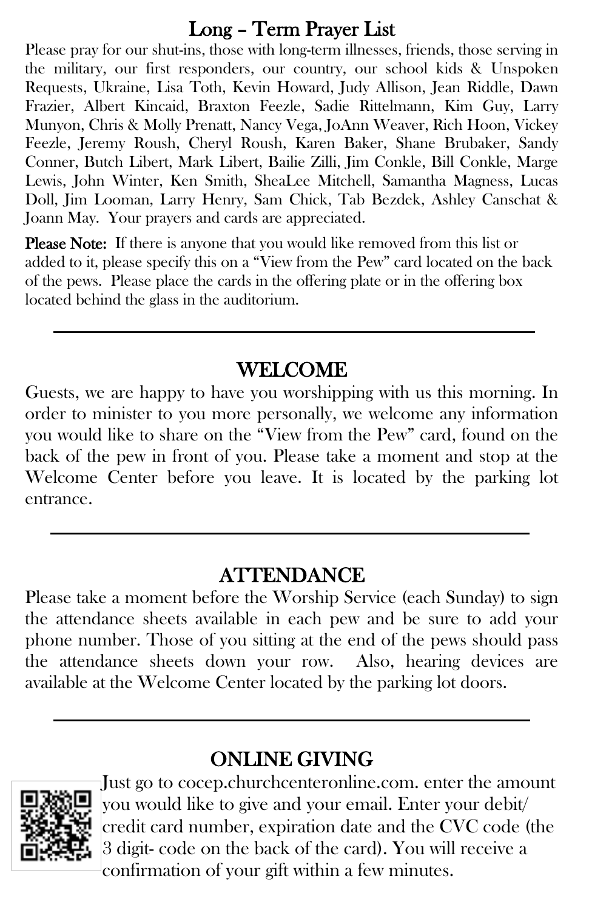## Long – Term Prayer List

Please pray for our shut-ins, those with long-term illnesses, friends, those serving in the military, our first responders, our country, our school kids & Unspoken Requests, Ukraine, Lisa Toth, Kevin Howard, Judy Allison, Jean Riddle, Dawn Frazier, Albert Kincaid, Braxton Feezle, Sadie Rittelmann, Kim Guy, Larry Munyon, Chris & Molly Prenatt, Nancy Vega, JoAnn Weaver, Rich Hoon, Vickey Feezle, Jeremy Roush, Cheryl Roush, Karen Baker, Shane Brubaker, Sandy Conner, Butch Libert, Mark Libert, Bailie Zilli, Jim Conkle, Bill Conkle, Marge Lewis, John Winter, Ken Smith, SheaLee Mitchell, Samantha Magness, Lucas Doll, Jim Looman, Larry Henry, Sam Chick, Tab Bezdek, Ashley Canschat & Joann May. Your prayers and cards are appreciated.

**Please Note:** If there is anyone that you would like removed from this list or added to it, please specify this on a "View from the Pew" card located on the back of the pews. Please place the cards in the offering plate or in the offering box located behind the glass in the auditorium.

---

## WELCOME

Guests, we are happy to have you worshipping with us this morning. In order to minister to you more personally, we welcome any information you would like to share on the "View from the Pew" card, found on the back of the pew in front of you. Please take a moment and stop at the Welcome Center before you leave. It is located by the parking lot entrance.

---

## ATTENDANCE

Please take a moment before the Worship Service (each Sunday) to sign the attendance sheets available in each pew and be sure to add your phone number. Those of you sitting at the end of the pews should pass the attendance sheets down your row. Also, hearing devices are available at the Welcome Center located by the parking lot doors.

---

## ONLINE GIVING

Just go to cocep.churchcenteronline.com. enter the amount you would like to give and your email. Enter your debit/ credit card number, expiration date and the CVC code (the 3 digit- code on the back of the card). You will receive a confirmation of your gift within a few minutes.